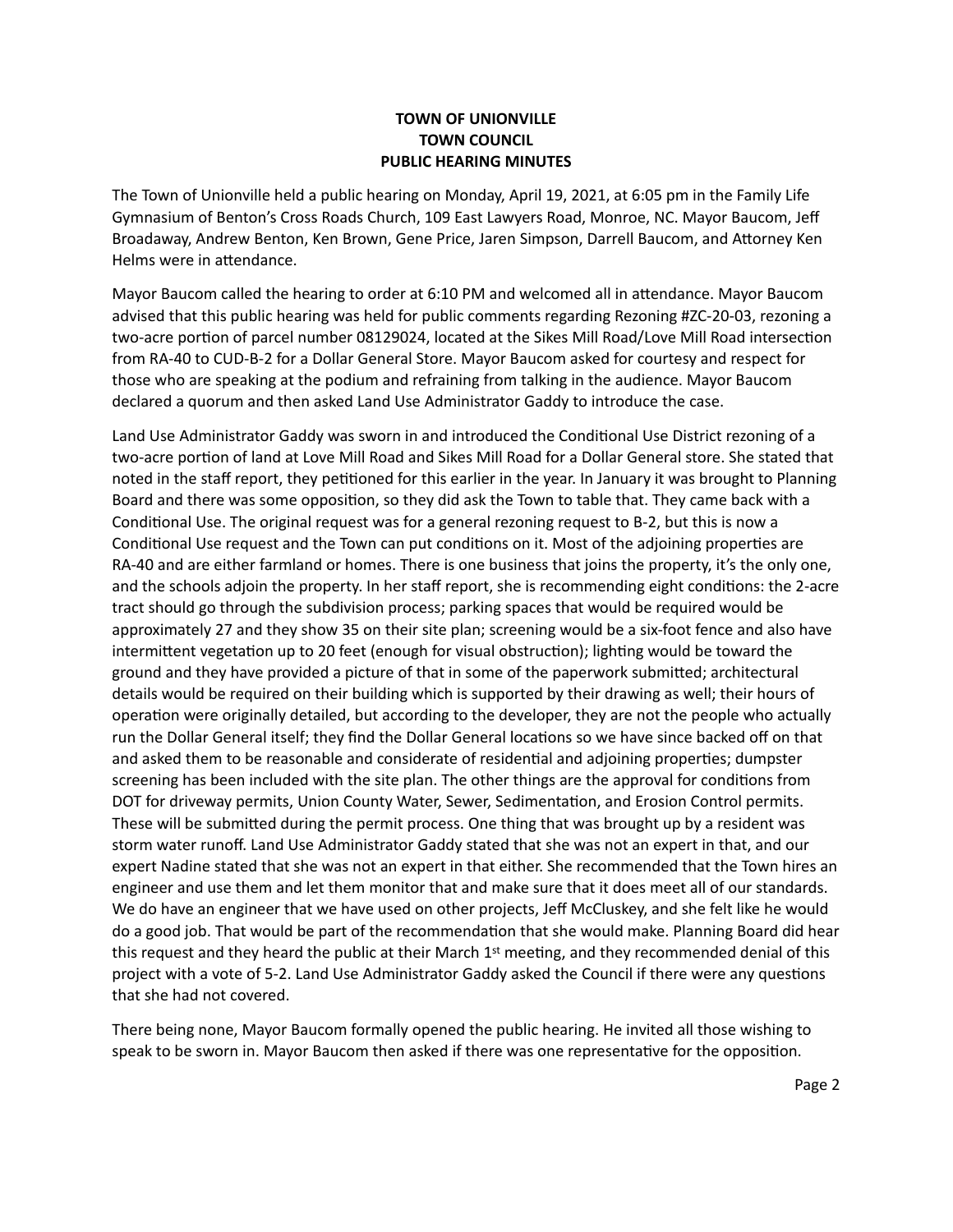**TOWN OF UNIONVILLE**
**TOWN COUNCIL**
**PUBLIC HEARING MINUTES**

The Town of Unionville held a public hearing on Monday, April 19, 2021, at 6:05 pm in the Family Life Gymnasium of Benton's Cross Roads Church, 109 East Lawyers Road, Monroe, NC. Mayor Baucom, Jeff Broadaway, Andrew Benton, Ken Brown, Gene Price, Jaren Simpson, Darrell Baucom, and Attorney Ken Helms were in attendance.

Mayor Baucom called the hearing to order at 6:10 PM and welcomed all in attendance. Mayor Baucom advised that this public hearing was held for public comments regarding Rezoning #ZC-20-03, rezoning a two-acre portion of parcel number 08129024, located at the Sikes Mill Road/Love Mill Road intersection from RA-40 to CUD-B-2 for a Dollar General Store. Mayor Baucom asked for courtesy and respect for those who are speaking at the podium and refraining from talking in the audience. Mayor Baucom declared a quorum and then asked Land Use Administrator Gaddy to introduce the case.

Land Use Administrator Gaddy was sworn in and introduced the Conditional Use District rezoning of a two-acre portion of land at Love Mill Road and Sikes Mill Road for a Dollar General store. She stated that noted in the staff report, they petitioned for this earlier in the year. In January it was brought to Planning Board and there was some opposition, so they did ask the Town to table that. They came back with a Conditional Use. The original request was for a general rezoning request to B-2, but this is now a Conditional Use request and the Town can put conditions on it. Most of the adjoining properties are RA-40 and are either farmland or homes. There is one business that joins the property, it's the only one, and the schools adjoin the property. In her staff report, she is recommending eight conditions: the 2-acre tract should go through the subdivision process; parking spaces that would be required would be approximately 27 and they show 35 on their site plan; screening would be a six-foot fence and also have intermittent vegetation up to 20 feet (enough for visual obstruction); lighting would be toward the ground and they have provided a picture of that in some of the paperwork submitted; architectural details would be required on their building which is supported by their drawing as well; their hours of operation were originally detailed, but according to the developer, they are not the people who actually run the Dollar General itself; they find the Dollar General locations so we have since backed off on that and asked them to be reasonable and considerate of residential and adjoining properties; dumpster screening has been included with the site plan. The other things are the approval for conditions from DOT for driveway permits, Union County Water, Sewer, Sedimentation, and Erosion Control permits. These will be submitted during the permit process. One thing that was brought up by a resident was storm water runoff. Land Use Administrator Gaddy stated that she was not an expert in that, and our expert Nadine stated that she was not an expert in that either. She recommended that the Town hires an engineer and use them and let them monitor that and make sure that it does meet all of our standards. We do have an engineer that we have used on other projects, Jeff McCluskey, and she felt like he would do a good job. That would be part of the recommendation that she would make. Planning Board did hear this request and they heard the public at their March 1st meeting, and they recommended denial of this project with a vote of 5-2. Land Use Administrator Gaddy asked the Council if there were any questions that she had not covered.

There being none, Mayor Baucom formally opened the public hearing. He invited all those wishing to speak to be sworn in. Mayor Baucom then asked if there was one representative for the opposition.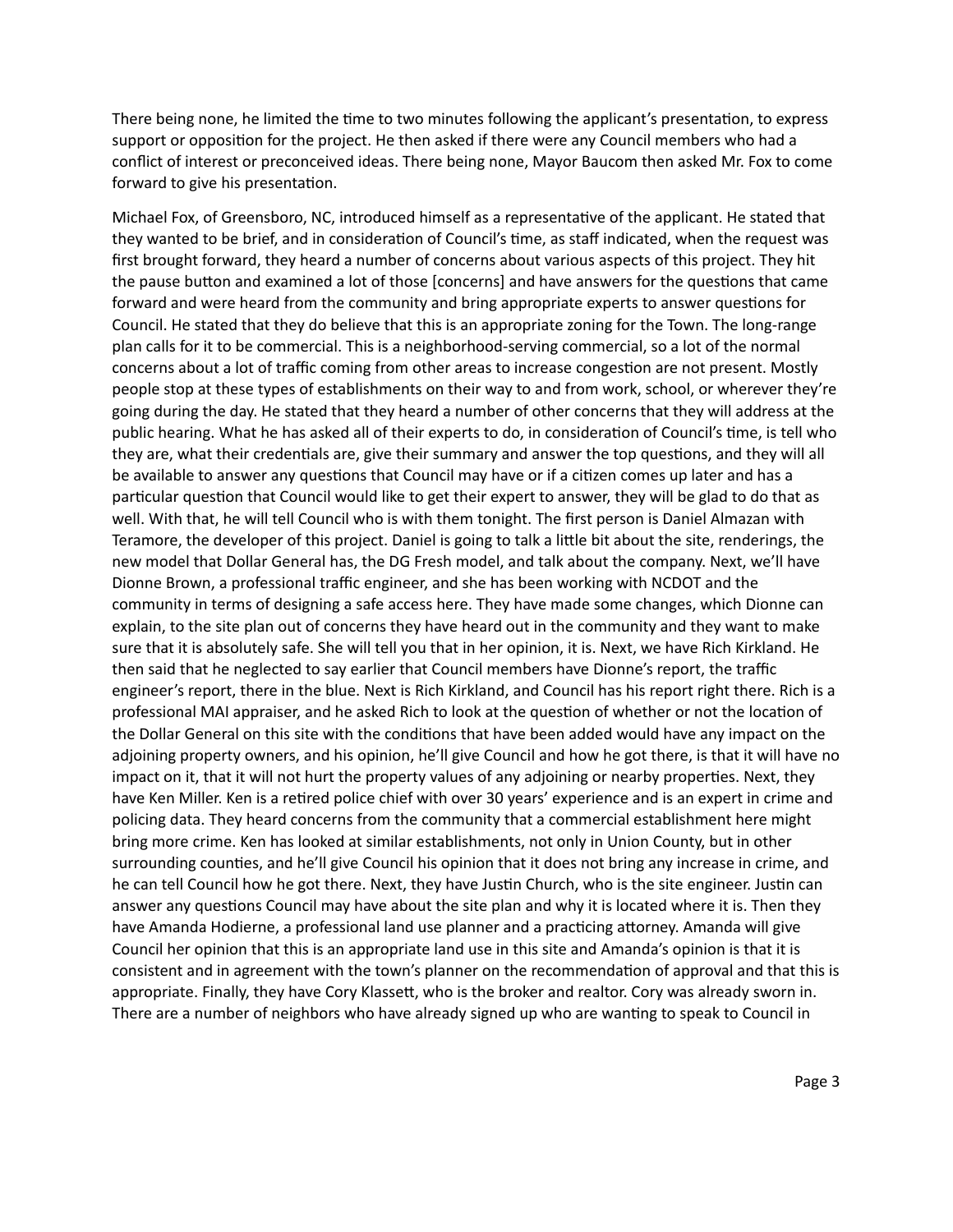There being none, he limited the time to two minutes following the applicant's presentation, to express support or opposition for the project. He then asked if there were any Council members who had a conflict of interest or preconceived ideas. There being none, Mayor Baucom then asked Mr. Fox to come forward to give his presentation.

Michael Fox, of Greensboro, NC, introduced himself as a representative of the applicant. He stated that they wanted to be brief, and in consideration of Council's time, as staff indicated, when the request was first brought forward, they heard a number of concerns about various aspects of this project. They hit the pause button and examined a lot of those [concerns] and have answers for the questions that came forward and were heard from the community and bring appropriate experts to answer questions for Council. He stated that they do believe that this is an appropriate zoning for the Town. The long-range plan calls for it to be commercial. This is a neighborhood-serving commercial, so a lot of the normal concerns about a lot of traffic coming from other areas to increase congestion are not present. Mostly people stop at these types of establishments on their way to and from work, school, or wherever they're going during the day. He stated that they heard a number of other concerns that they will address at the public hearing. What he has asked all of their experts to do, in consideration of Council's time, is tell who they are, what their credentials are, give their summary and answer the top questions, and they will all be available to answer any questions that Council may have or if a citizen comes up later and has a particular question that Council would like to get their expert to answer, they will be glad to do that as well. With that, he will tell Council who is with them tonight. The first person is Daniel Almazan with Teramore, the developer of this project. Daniel is going to talk a little bit about the site, renderings, the new model that Dollar General has, the DG Fresh model, and talk about the company. Next, we'll have Dionne Brown, a professional traffic engineer, and she has been working with NCDOT and the community in terms of designing a safe access here. They have made some changes, which Dionne can explain, to the site plan out of concerns they have heard out in the community and they want to make sure that it is absolutely safe. She will tell you that in her opinion, it is. Next, we have Rich Kirkland. He then said that he neglected to say earlier that Council members have Dionne's report, the traffic engineer's report, there in the blue. Next is Rich Kirkland, and Council has his report right there. Rich is a professional MAI appraiser, and he asked Rich to look at the question of whether or not the location of the Dollar General on this site with the conditions that have been added would have any impact on the adjoining property owners, and his opinion, he'll give Council and how he got there, is that it will have no impact on it, that it will not hurt the property values of any adjoining or nearby properties. Next, they have Ken Miller. Ken is a retired police chief with over 30 years' experience and is an expert in crime and policing data. They heard concerns from the community that a commercial establishment here might bring more crime. Ken has looked at similar establishments, not only in Union County, but in other surrounding counties, and he'll give Council his opinion that it does not bring any increase in crime, and he can tell Council how he got there. Next, they have Justin Church, who is the site engineer. Justin can answer any questions Council may have about the site plan and why it is located where it is. Then they have Amanda Hodierne, a professional land use planner and a practicing attorney. Amanda will give Council her opinion that this is an appropriate land use in this site and Amanda's opinion is that it is consistent and in agreement with the town's planner on the recommendation of approval and that this is appropriate. Finally, they have Cory Klassett, who is the broker and realtor. Cory was already sworn in. There are a number of neighbors who have already signed up who are wanting to speak to Council in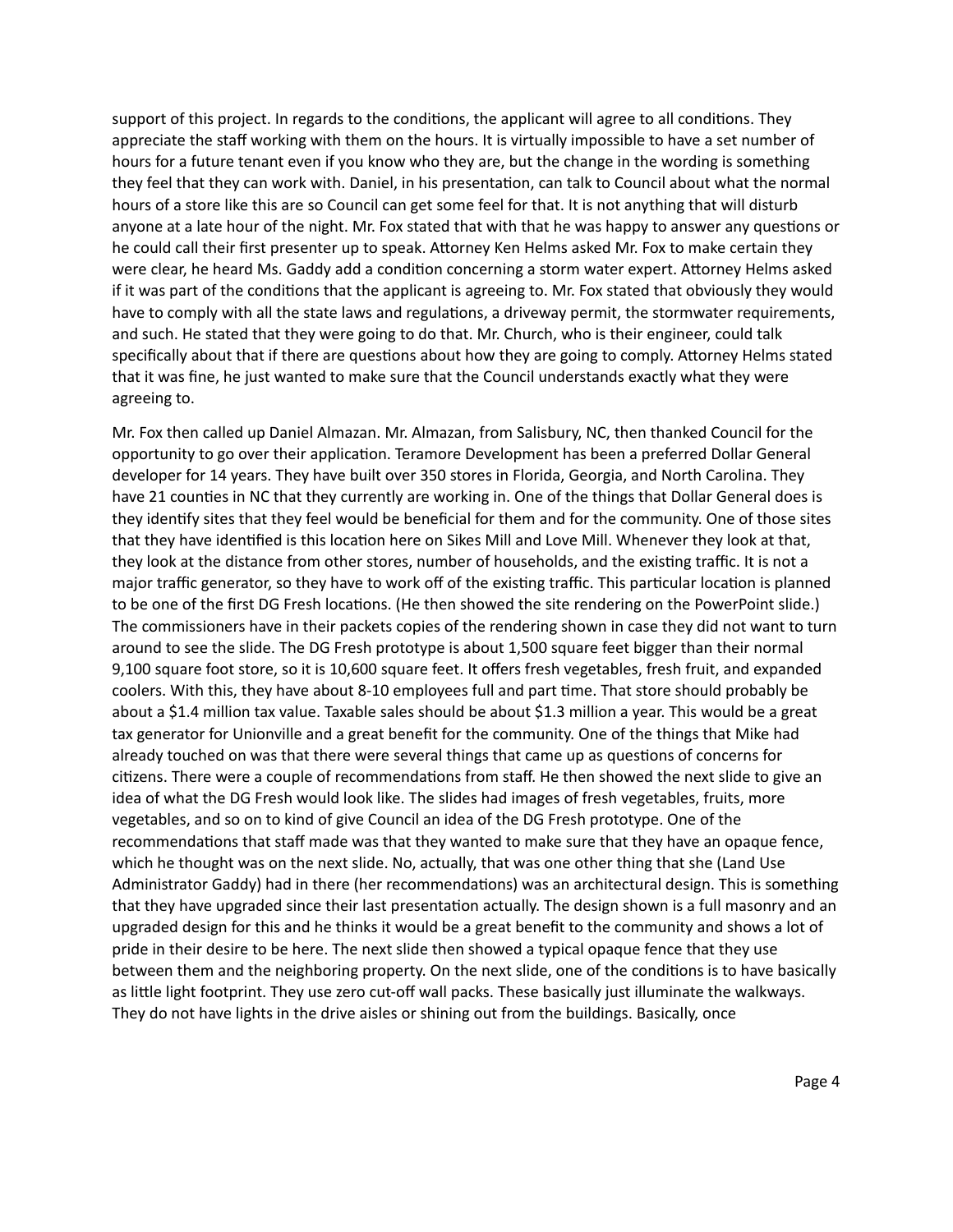support of this project. In regards to the conditions, the applicant will agree to all conditions. They appreciate the staff working with them on the hours. It is virtually impossible to have a set number of hours for a future tenant even if you know who they are, but the change in the wording is something they feel that they can work with. Daniel, in his presentation, can talk to Council about what the normal hours of a store like this are so Council can get some feel for that. It is not anything that will disturb anyone at a late hour of the night. Mr. Fox stated that with that he was happy to answer any questions or he could call their first presenter up to speak. Attorney Ken Helms asked Mr. Fox to make certain they were clear, he heard Ms. Gaddy add a condition concerning a storm water expert. Attorney Helms asked if it was part of the conditions that the applicant is agreeing to. Mr. Fox stated that obviously they would have to comply with all the state laws and regulations, a driveway permit, the stormwater requirements, and such. He stated that they were going to do that. Mr. Church, who is their engineer, could talk specifically about that if there are questions about how they are going to comply. Attorney Helms stated that it was fine, he just wanted to make sure that the Council understands exactly what they were agreeing to.

Mr. Fox then called up Daniel Almazan. Mr. Almazan, from Salisbury, NC, then thanked Council for the opportunity to go over their application. Teramore Development has been a preferred Dollar General developer for 14 years. They have built over 350 stores in Florida, Georgia, and North Carolina. They have 21 counties in NC that they currently are working in. One of the things that Dollar General does is they identify sites that they feel would be beneficial for them and for the community. One of those sites that they have identified is this location here on Sikes Mill and Love Mill. Whenever they look at that, they look at the distance from other stores, number of households, and the existing traffic. It is not a major traffic generator, so they have to work off of the existing traffic. This particular location is planned to be one of the first DG Fresh locations. (He then showed the site rendering on the PowerPoint slide.) The commissioners have in their packets copies of the rendering shown in case they did not want to turn around to see the slide. The DG Fresh prototype is about 1,500 square feet bigger than their normal 9,100 square foot store, so it is 10,600 square feet. It offers fresh vegetables, fresh fruit, and expanded coolers. With this, they have about 8-10 employees full and part time. That store should probably be about a $1.4 million tax value. Taxable sales should be about $1.3 million a year. This would be a great tax generator for Unionville and a great benefit for the community. One of the things that Mike had already touched on was that there were several things that came up as questions of concerns for citizens. There were a couple of recommendations from staff. He then showed the next slide to give an idea of what the DG Fresh would look like. The slides had images of fresh vegetables, fruits, more vegetables, and so on to kind of give Council an idea of the DG Fresh prototype. One of the recommendations that staff made was that they wanted to make sure that they have an opaque fence, which he thought was on the next slide. No, actually, that was one other thing that she (Land Use Administrator Gaddy) had in there (her recommendations) was an architectural design. This is something that they have upgraded since their last presentation actually. The design shown is a full masonry and an upgraded design for this and he thinks it would be a great benefit to the community and shows a lot of pride in their desire to be here. The next slide then showed a typical opaque fence that they use between them and the neighboring property. On the next slide, one of the conditions is to have basically as little light footprint. They use zero cut-off wall packs. These basically just illuminate the walkways. They do not have lights in the drive aisles or shining out from the buildings. Basically, once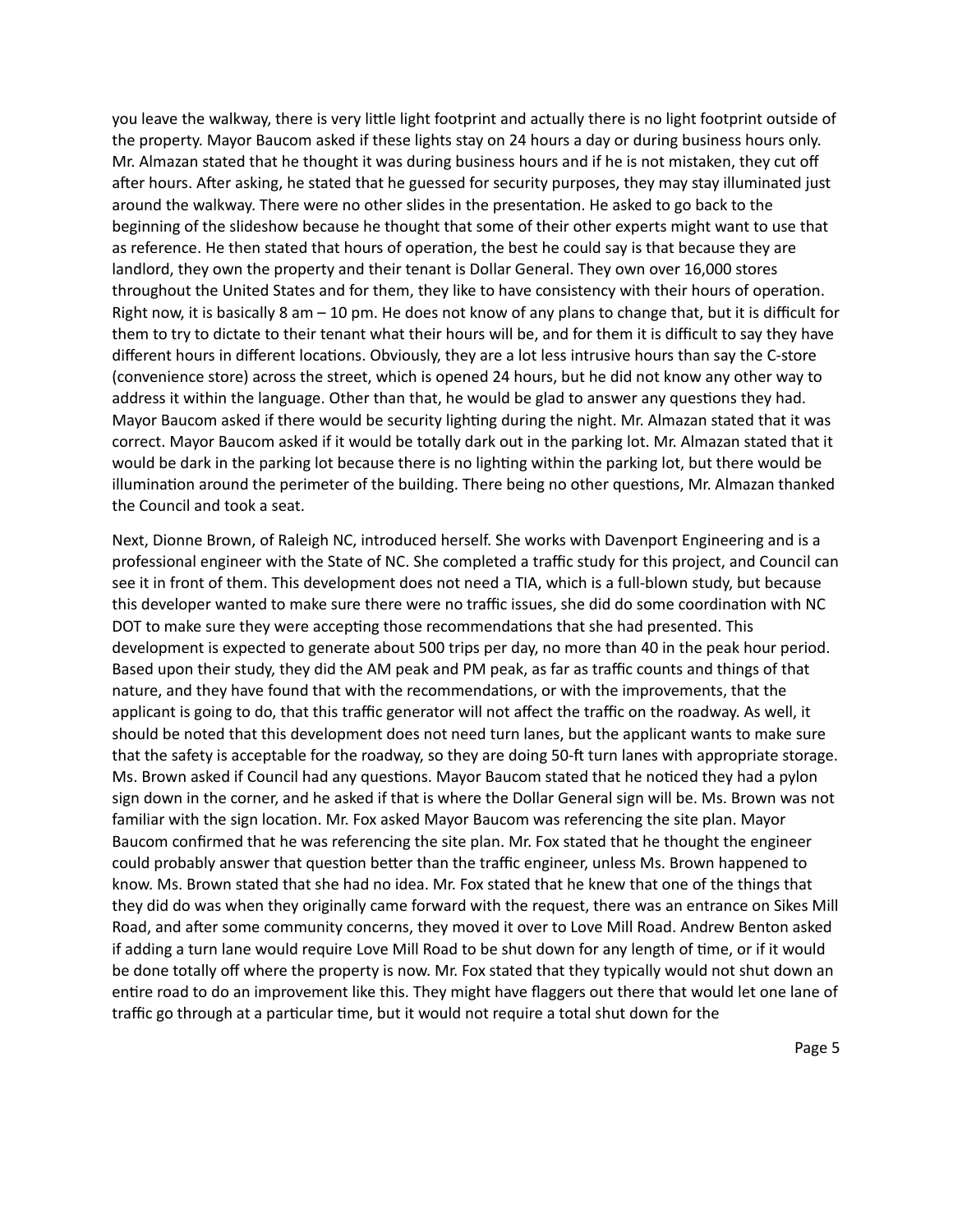you leave the walkway, there is very little light footprint and actually there is no light footprint outside of the property. Mayor Baucom asked if these lights stay on 24 hours a day or during business hours only. Mr. Almazan stated that he thought it was during business hours and if he is not mistaken, they cut off after hours. After asking, he stated that he guessed for security purposes, they may stay illuminated just around the walkway. There were no other slides in the presentation. He asked to go back to the beginning of the slideshow because he thought that some of their other experts might want to use that as reference. He then stated that hours of operation, the best he could say is that because they are landlord, they own the property and their tenant is Dollar General. They own over 16,000 stores throughout the United States and for them, they like to have consistency with their hours of operation. Right now, it is basically 8 am – 10 pm. He does not know of any plans to change that, but it is difficult for them to try to dictate to their tenant what their hours will be, and for them it is difficult to say they have different hours in different locations. Obviously, they are a lot less intrusive hours than say the C-store (convenience store) across the street, which is opened 24 hours, but he did not know any other way to address it within the language. Other than that, he would be glad to answer any questions they had. Mayor Baucom asked if there would be security lighting during the night. Mr. Almazan stated that it was correct. Mayor Baucom asked if it would be totally dark out in the parking lot. Mr. Almazan stated that it would be dark in the parking lot because there is no lighting within the parking lot, but there would be illumination around the perimeter of the building. There being no other questions, Mr. Almazan thanked the Council and took a seat.

Next, Dionne Brown, of Raleigh NC, introduced herself. She works with Davenport Engineering and is a professional engineer with the State of NC. She completed a traffic study for this project, and Council can see it in front of them. This development does not need a TIA, which is a full-blown study, but because this developer wanted to make sure there were no traffic issues, she did do some coordination with NC DOT to make sure they were accepting those recommendations that she had presented. This development is expected to generate about 500 trips per day, no more than 40 in the peak hour period. Based upon their study, they did the AM peak and PM peak, as far as traffic counts and things of that nature, and they have found that with the recommendations, or with the improvements, that the applicant is going to do, that this traffic generator will not affect the traffic on the roadway. As well, it should be noted that this development does not need turn lanes, but the applicant wants to make sure that the safety is acceptable for the roadway, so they are doing 50-ft turn lanes with appropriate storage. Ms. Brown asked if Council had any questions. Mayor Baucom stated that he noticed they had a pylon sign down in the corner, and he asked if that is where the Dollar General sign will be. Ms. Brown was not familiar with the sign location. Mr. Fox asked Mayor Baucom was referencing the site plan. Mayor Baucom confirmed that he was referencing the site plan. Mr. Fox stated that he thought the engineer could probably answer that question better than the traffic engineer, unless Ms. Brown happened to know. Ms. Brown stated that she had no idea. Mr. Fox stated that he knew that one of the things that they did do was when they originally came forward with the request, there was an entrance on Sikes Mill Road, and after some community concerns, they moved it over to Love Mill Road. Andrew Benton asked if adding a turn lane would require Love Mill Road to be shut down for any length of time, or if it would be done totally off where the property is now. Mr. Fox stated that they typically would not shut down an entire road to do an improvement like this. They might have flaggers out there that would let one lane of traffic go through at a particular time, but it would not require a total shut down for the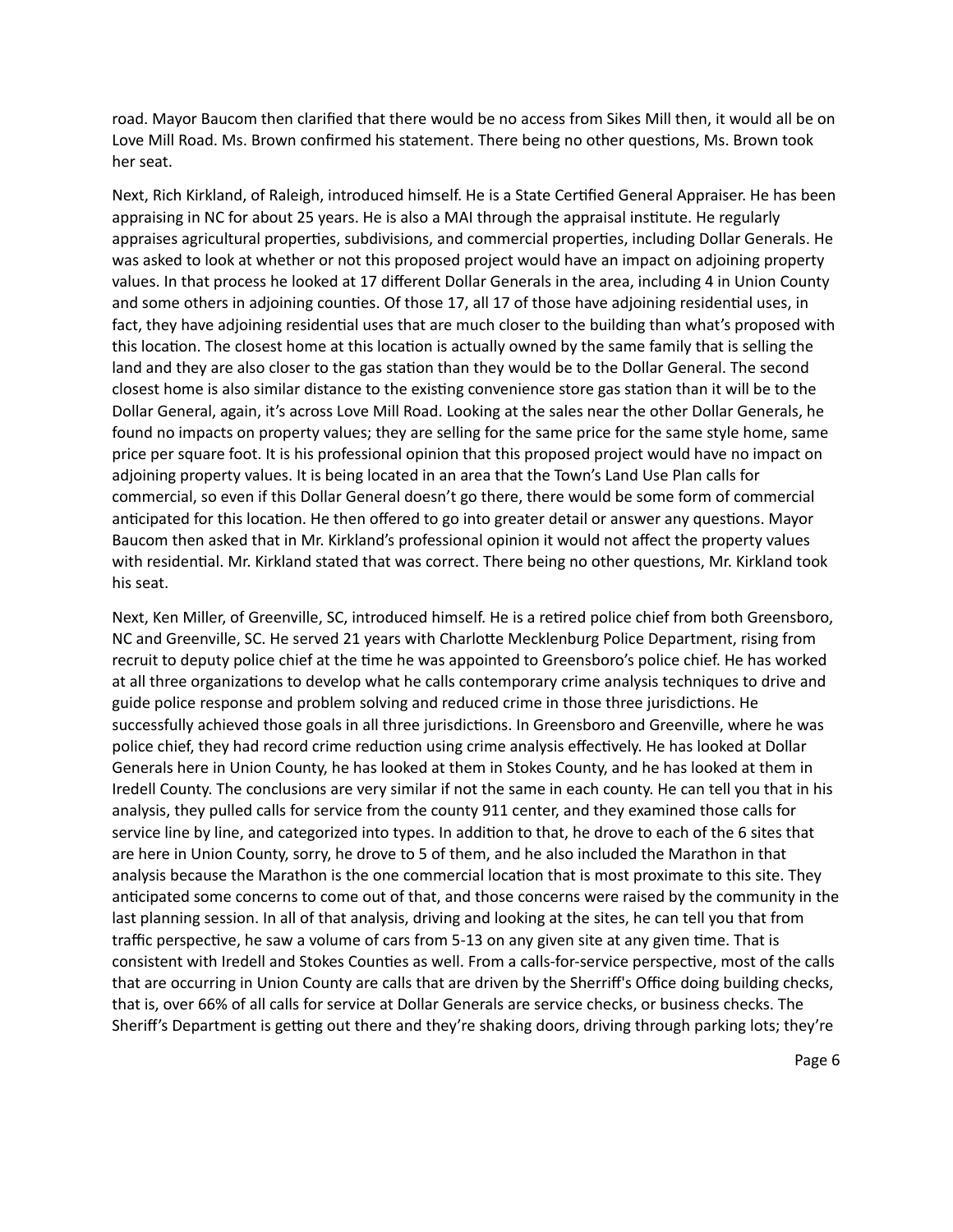road. Mayor Baucom then clarified that there would be no access from Sikes Mill then, it would all be on Love Mill Road. Ms. Brown confirmed his statement. There being no other questions, Ms. Brown took her seat.

Next, Rich Kirkland, of Raleigh, introduced himself. He is a State Certified General Appraiser. He has been appraising in NC for about 25 years. He is also a MAI through the appraisal institute. He regularly appraises agricultural properties, subdivisions, and commercial properties, including Dollar Generals. He was asked to look at whether or not this proposed project would have an impact on adjoining property values. In that process he looked at 17 different Dollar Generals in the area, including 4 in Union County and some others in adjoining counties. Of those 17, all 17 of those have adjoining residential uses, in fact, they have adjoining residential uses that are much closer to the building than what's proposed with this location. The closest home at this location is actually owned by the same family that is selling the land and they are also closer to the gas station than they would be to the Dollar General. The second closest home is also similar distance to the existing convenience store gas station than it will be to the Dollar General, again, it's across Love Mill Road. Looking at the sales near the other Dollar Generals, he found no impacts on property values; they are selling for the same price for the same style home, same price per square foot. It is his professional opinion that this proposed project would have no impact on adjoining property values. It is being located in an area that the Town's Land Use Plan calls for commercial, so even if this Dollar General doesn't go there, there would be some form of commercial anticipated for this location. He then offered to go into greater detail or answer any questions. Mayor Baucom then asked that in Mr. Kirkland's professional opinion it would not affect the property values with residential. Mr. Kirkland stated that was correct. There being no other questions, Mr. Kirkland took his seat.

Next, Ken Miller, of Greenville, SC, introduced himself. He is a retired police chief from both Greensboro, NC and Greenville, SC. He served 21 years with Charlotte Mecklenburg Police Department, rising from recruit to deputy police chief at the time he was appointed to Greensboro's police chief. He has worked at all three organizations to develop what he calls contemporary crime analysis techniques to drive and guide police response and problem solving and reduced crime in those three jurisdictions. He successfully achieved those goals in all three jurisdictions. In Greensboro and Greenville, where he was police chief, they had record crime reduction using crime analysis effectively. He has looked at Dollar Generals here in Union County, he has looked at them in Stokes County, and he has looked at them in Iredell County. The conclusions are very similar if not the same in each county. He can tell you that in his analysis, they pulled calls for service from the county 911 center, and they examined those calls for service line by line, and categorized into types. In addition to that, he drove to each of the 6 sites that are here in Union County, sorry, he drove to 5 of them, and he also included the Marathon in that analysis because the Marathon is the one commercial location that is most proximate to this site. They anticipated some concerns to come out of that, and those concerns were raised by the community in the last planning session. In all of that analysis, driving and looking at the sites, he can tell you that from traffic perspective, he saw a volume of cars from 5-13 on any given site at any given time. That is consistent with Iredell and Stokes Counties as well. From a calls-for-service perspective, most of the calls that are occurring in Union County are calls that are driven by the Sherriff's Office doing building checks, that is, over 66% of all calls for service at Dollar Generals are service checks, or business checks. The Sheriff's Department is getting out there and they're shaking doors, driving through parking lots; they're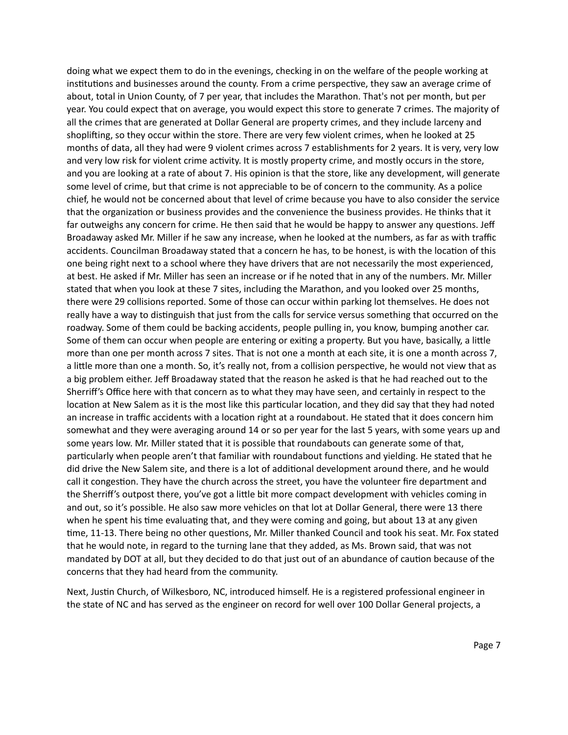doing what we expect them to do in the evenings, checking in on the welfare of the people working at institutions and businesses around the county. From a crime perspective, they saw an average crime of about, total in Union County, of 7 per year, that includes the Marathon. That's not per month, but per year. You could expect that on average, you would expect this store to generate 7 crimes. The majority of all the crimes that are generated at Dollar General are property crimes, and they include larceny and shoplifting, so they occur within the store. There are very few violent crimes, when he looked at 25 months of data, all they had were 9 violent crimes across 7 establishments for 2 years. It is very, very low and very low risk for violent crime activity. It is mostly property crime, and mostly occurs in the store, and you are looking at a rate of about 7. His opinion is that the store, like any development, will generate some level of crime, but that crime is not appreciable to be of concern to the community. As a police chief, he would not be concerned about that level of crime because you have to also consider the service that the organization or business provides and the convenience the business provides. He thinks that it far outweighs any concern for crime. He then said that he would be happy to answer any questions. Jeff Broadaway asked Mr. Miller if he saw any increase, when he looked at the numbers, as far as with traffic accidents. Councilman Broadaway stated that a concern he has, to be honest, is with the location of this one being right next to a school where they have drivers that are not necessarily the most experienced, at best. He asked if Mr. Miller has seen an increase or if he noted that in any of the numbers. Mr. Miller stated that when you look at these 7 sites, including the Marathon, and you looked over 25 months, there were 29 collisions reported. Some of those can occur within parking lot themselves. He does not really have a way to distinguish that just from the calls for service versus something that occurred on the roadway. Some of them could be backing accidents, people pulling in, you know, bumping another car. Some of them can occur when people are entering or exiting a property. But you have, basically, a little more than one per month across 7 sites. That is not one a month at each site, it is one a month across 7, a little more than one a month. So, it's really not, from a collision perspective, he would not view that as a big problem either. Jeff Broadaway stated that the reason he asked is that he had reached out to the Sheriff's Office here with that concern as to what they may have seen, and certainly in respect to the location at New Salem as it is the most like this particular location, and they did say that they had noted an increase in traffic accidents with a location right at a roundabout. He stated that it does concern him somewhat and they were averaging around 14 or so per year for the last 5 years, with some years up and some years low. Mr. Miller stated that it is possible that roundabouts can generate some of that, particularly when people aren't that familiar with roundabout functions and yielding. He stated that he did drive the New Salem site, and there is a lot of additional development around there, and he would call it congestion. They have the church across the street, you have the volunteer fire department and the Sherriff's outpost there, you've got a little bit more compact development with vehicles coming in and out, so it's possible. He also saw more vehicles on that lot at Dollar General, there were 13 there when he spent his time evaluating that, and they were coming and going, but about 13 at any given time, 11-13. There being no other questions, Mr. Miller thanked Council and took his seat. Mr. Fox stated that he would note, in regard to the turning lane that they added, as Ms. Brown said, that was not mandated by DOT at all, but they decided to do that just out of an abundance of caution because of the concerns that they had heard from the community.

Next, Justin Church, of Wilkesboro, NC, introduced himself. He is a registered professional engineer in the state of NC and has served as the engineer on record for well over 100 Dollar General projects, a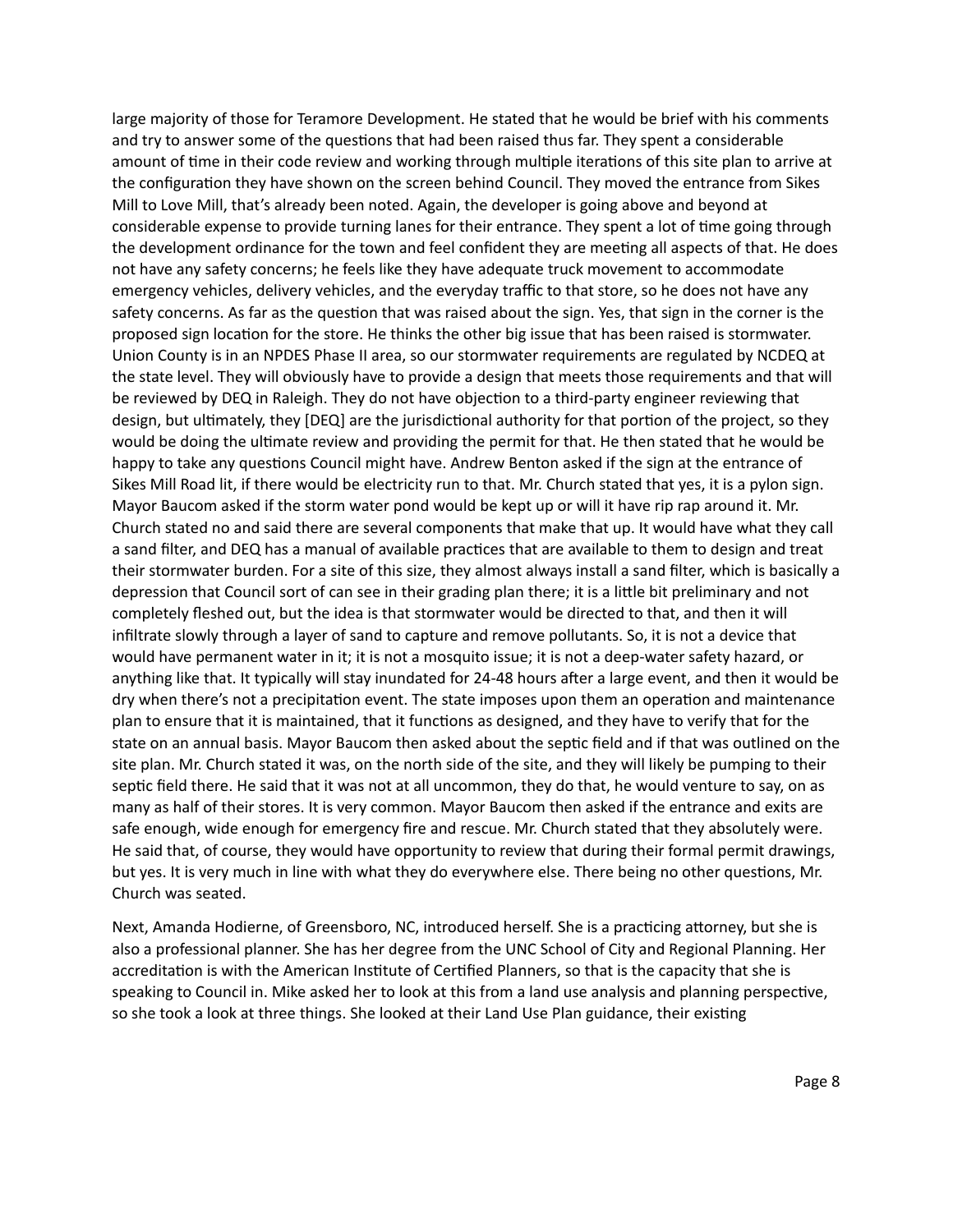large majority of those for Teramore Development. He stated that he would be brief with his comments and try to answer some of the questions that had been raised thus far. They spent a considerable amount of time in their code review and working through multiple iterations of this site plan to arrive at the configuration they have shown on the screen behind Council. They moved the entrance from Sikes Mill to Love Mill, that's already been noted. Again, the developer is going above and beyond at considerable expense to provide turning lanes for their entrance. They spent a lot of time going through the development ordinance for the town and feel confident they are meeting all aspects of that. He does not have any safety concerns; he feels like they have adequate truck movement to accommodate emergency vehicles, delivery vehicles, and the everyday traffic to that store, so he does not have any safety concerns. As far as the question that was raised about the sign. Yes, that sign in the corner is the proposed sign location for the store. He thinks the other big issue that has been raised is stormwater. Union County is in an NPDES Phase II area, so our stormwater requirements are regulated by NCDEQ at the state level. They will obviously have to provide a design that meets those requirements and that will be reviewed by DEQ in Raleigh. They do not have objection to a third-party engineer reviewing that design, but ultimately, they [DEQ] are the jurisdictional authority for that portion of the project, so they would be doing the ultimate review and providing the permit for that. He then stated that he would be happy to take any questions Council might have. Andrew Benton asked if the sign at the entrance of Sikes Mill Road lit, if there would be electricity run to that. Mr. Church stated that yes, it is a pylon sign. Mayor Baucom asked if the storm water pond would be kept up or will it have rip rap around it. Mr. Church stated no and said there are several components that make that up. It would have what they call a sand filter, and DEQ has a manual of available practices that are available to them to design and treat their stormwater burden. For a site of this size, they almost always install a sand filter, which is basically a depression that Council sort of can see in their grading plan there; it is a little bit preliminary and not completely fleshed out, but the idea is that stormwater would be directed to that, and then it will infiltrate slowly through a layer of sand to capture and remove pollutants. So, it is not a device that would have permanent water in it; it is not a mosquito issue; it is not a deep-water safety hazard, or anything like that. It typically will stay inundated for 24-48 hours after a large event, and then it would be dry when there's not a precipitation event. The state imposes upon them an operation and maintenance plan to ensure that it is maintained, that it functions as designed, and they have to verify that for the state on an annual basis. Mayor Baucom then asked about the septic field and if that was outlined on the site plan. Mr. Church stated it was, on the north side of the site, and they will likely be pumping to their septic field there. He said that it was not at all uncommon, they do that, he would venture to say, on as many as half of their stores. It is very common. Mayor Baucom then asked if the entrance and exits are safe enough, wide enough for emergency fire and rescue. Mr. Church stated that they absolutely were. He said that, of course, they would have opportunity to review that during their formal permit drawings, but yes. It is very much in line with what they do everywhere else. There being no other questions, Mr. Church was seated.

Next, Amanda Hodierne, of Greensboro, NC, introduced herself. She is a practicing attorney, but she is also a professional planner. She has her degree from the UNC School of City and Regional Planning. Her accreditation is with the American Institute of Certified Planners, so that is the capacity that she is speaking to Council in. Mike asked her to look at this from a land use analysis and planning perspective, so she took a look at three things. She looked at their Land Use Plan guidance, their existing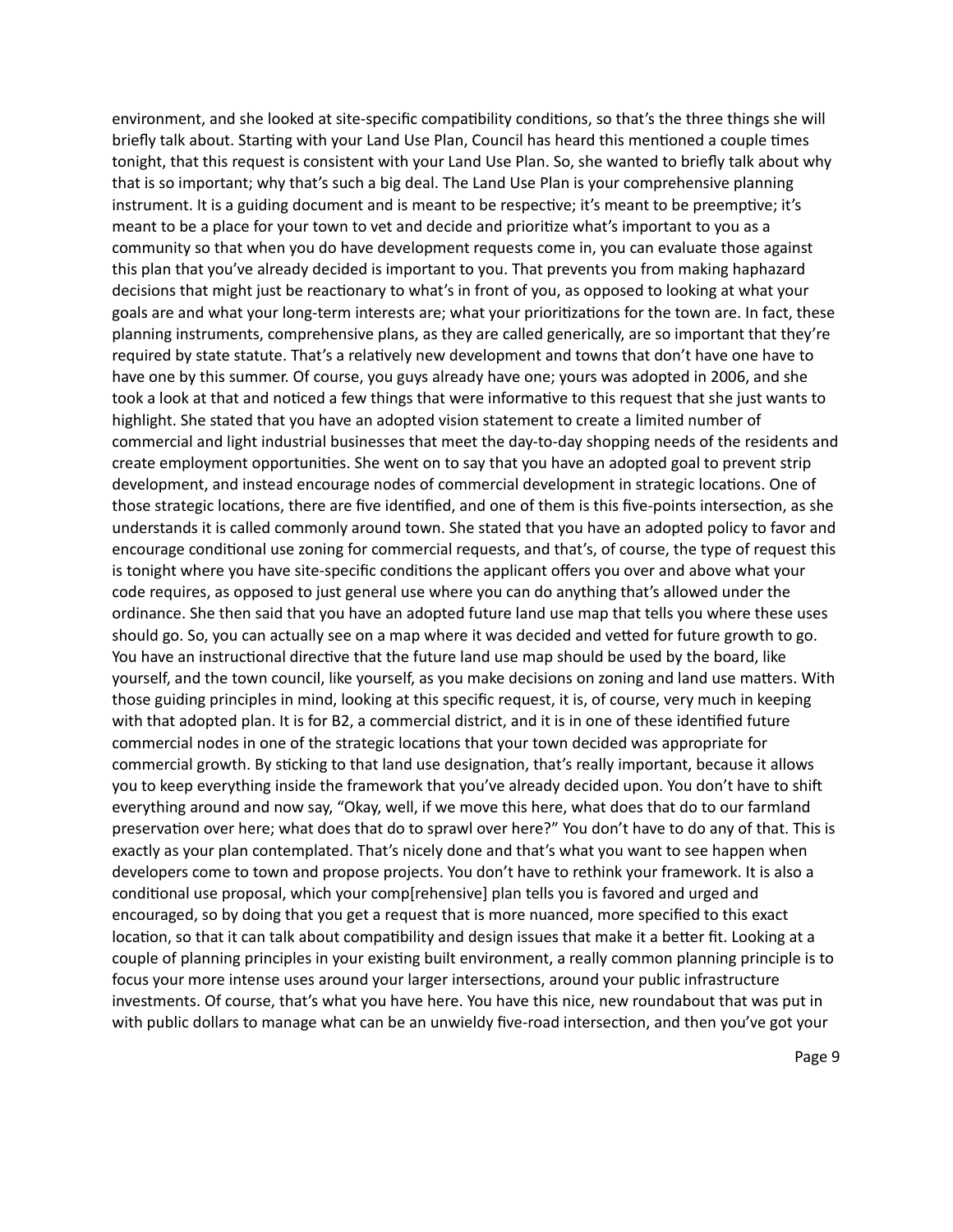environment, and she looked at site-specific compatibility conditions, so that's the three things she will briefly talk about. Starting with your Land Use Plan, Council has heard this mentioned a couple times tonight, that this request is consistent with your Land Use Plan. So, she wanted to briefly talk about why that is so important; why that's such a big deal. The Land Use Plan is your comprehensive planning instrument. It is a guiding document and is meant to be respective; it's meant to be preemptive; it's meant to be a place for your town to vet and decide and prioritize what's important to you as a community so that when you do have development requests come in, you can evaluate those against this plan that you've already decided is important to you. That prevents you from making haphazard decisions that might just be reactionary to what's in front of you, as opposed to looking at what your goals are and what your long-term interests are; what your prioritizations for the town are. In fact, these planning instruments, comprehensive plans, as they are called generically, are so important that they're required by state statute. That's a relatively new development and towns that don't have one have to have one by this summer. Of course, you guys already have one; yours was adopted in 2006, and she took a look at that and noticed a few things that were informative to this request that she just wants to highlight. She stated that you have an adopted vision statement to create a limited number of commercial and light industrial businesses that meet the day-to-day shopping needs of the residents and create employment opportunities. She went on to say that you have an adopted goal to prevent strip development, and instead encourage nodes of commercial development in strategic locations. One of those strategic locations, there are five identified, and one of them is this five-points intersection, as she understands it is called commonly around town. She stated that you have an adopted policy to favor and encourage conditional use zoning for commercial requests, and that's, of course, the type of request this is tonight where you have site-specific conditions the applicant offers you over and above what your code requires, as opposed to just general use where you can do anything that's allowed under the ordinance. She then said that you have an adopted future land use map that tells you where these uses should go. So, you can actually see on a map where it was decided and vetted for future growth to go. You have an instructional directive that the future land use map should be used by the board, like yourself, and the town council, like yourself, as you make decisions on zoning and land use matters. With those guiding principles in mind, looking at this specific request, it is, of course, very much in keeping with that adopted plan. It is for B2, a commercial district, and it is in one of these identified future commercial nodes in one of the strategic locations that your town decided was appropriate for commercial growth. By sticking to that land use designation, that's really important, because it allows you to keep everything inside the framework that you've already decided upon. You don't have to shift everything around and now say, "Okay, well, if we move this here, what does that do to our farmland preservation over here; what does that do to sprawl over here?" You don't have to do any of that. This is exactly as your plan contemplated. That's nicely done and that's what you want to see happen when developers come to town and propose projects. You don't have to rethink your framework. It is also a conditional use proposal, which your comp[rehensive] plan tells you is favored and urged and encouraged, so by doing that you get a request that is more nuanced, more specified to this exact location, so that it can talk about compatibility and design issues that make it a better fit. Looking at a couple of planning principles in your existing built environment, a really common planning principle is to focus your more intense uses around your larger intersections, around your public infrastructure investments. Of course, that's what you have here. You have this nice, new roundabout that was put in with public dollars to manage what can be an unwieldy five-road intersection, and then you've got your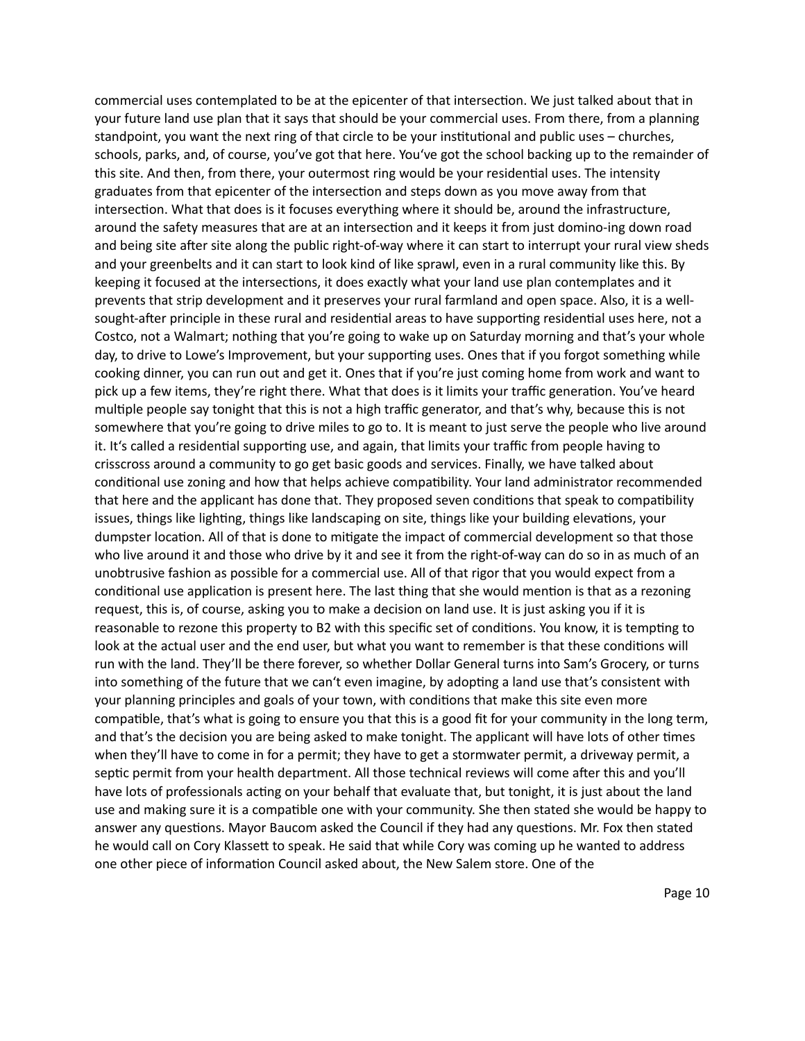commercial uses contemplated to be at the epicenter of that intersection. We just talked about that in your future land use plan that it says that should be your commercial uses. From there, from a planning standpoint, you want the next ring of that circle to be your institutional and public uses – churches, schools, parks, and, of course, you've got that here. You've got the school backing up to the remainder of this site. And then, from there, your outermost ring would be your residential uses. The intensity graduates from that epicenter of the intersection and steps down as you move away from that intersection. What that does is it focuses everything where it should be, around the infrastructure, around the safety measures that are at an intersection and it keeps it from just domino-ing down road and being site after site along the public right-of-way where it can start to interrupt your rural view sheds and your greenbelts and it can start to look kind of like sprawl, even in a rural community like this. By keeping it focused at the intersections, it does exactly what your land use plan contemplates and it prevents that strip development and it preserves your rural farmland and open space. Also, it is a well-sought-after principle in these rural and residential areas to have supporting residential uses here, not a Costco, not a Walmart; nothing that you're going to wake up on Saturday morning and that's your whole day, to drive to Lowe's Improvement, but your supporting uses. Ones that if you forgot something while cooking dinner, you can run out and get it. Ones that if you're just coming home from work and want to pick up a few items, they're right there. What that does is it limits your traffic generation. You've heard multiple people say tonight that this is not a high traffic generator, and that's why, because this is not somewhere that you're going to drive miles to go to. It is meant to just serve the people who live around it. It's called a residential supporting use, and again, that limits your traffic from people having to crisscross around a community to go get basic goods and services. Finally, we have talked about conditional use zoning and how that helps achieve compatibility. Your land administrator recommended that here and the applicant has done that. They proposed seven conditions that speak to compatibility issues, things like lighting, things like landscaping on site, things like your building elevations, your dumpster location. All of that is done to mitigate the impact of commercial development so that those who live around it and those who drive by it and see it from the right-of-way can do so in as much of an unobtrusive fashion as possible for a commercial use. All of that rigor that you would expect from a conditional use application is present here. The last thing that she would mention is that as a rezoning request, this is, of course, asking you to make a decision on land use. It is just asking you if it is reasonable to rezone this property to B2 with this specific set of conditions. You know, it is tempting to look at the actual user and the end user, but what you want to remember is that these conditions will run with the land. They'll be there forever, so whether Dollar General turns into Sam's Grocery, or turns into something of the future that we can't even imagine, by adopting a land use that's consistent with your planning principles and goals of your town, with conditions that make this site even more compatible, that's what is going to ensure you that this is a good fit for your community in the long term, and that's the decision you are being asked to make tonight. The applicant will have lots of other times when they'll have to come in for a permit; they have to get a stormwater permit, a driveway permit, a septic permit from your health department. All those technical reviews will come after this and you'll have lots of professionals acting on your behalf that evaluate that, but tonight, it is just about the land use and making sure it is a compatible one with your community. She then stated she would be happy to answer any questions. Mayor Baucom asked the Council if they had any questions. Mr. Fox then stated he would call on Cory Klassett to speak. He said that while Cory was coming up he wanted to address one other piece of information Council asked about, the New Salem store. One of the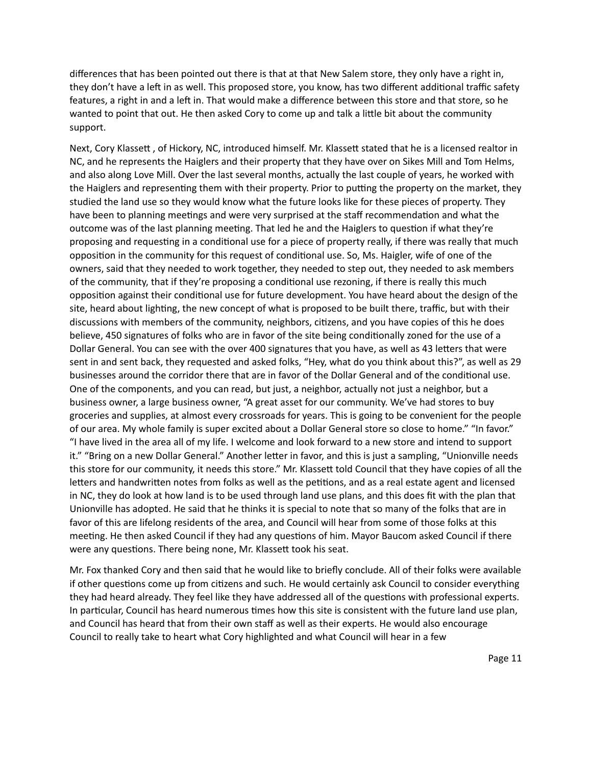differences that has been pointed out there is that at that New Salem store, they only have a right in, they don't have a left in as well. This proposed store, you know, has two different additional traffic safety features, a right in and a left in. That would make a difference between this store and that store, so he wanted to point that out. He then asked Cory to come up and talk a little bit about the community support.

Next, Cory Klassett , of Hickory, NC, introduced himself. Mr. Klassett stated that he is a licensed realtor in NC, and he represents the Haiglers and their property that they have over on Sikes Mill and Tom Helms, and also along Love Mill. Over the last several months, actually the last couple of years, he worked with the Haiglers and representing them with their property. Prior to putting the property on the market, they studied the land use so they would know what the future looks like for these pieces of property. They have been to planning meetings and were very surprised at the staff recommendation and what the outcome was of the last planning meeting. That led he and the Haiglers to question if what they're proposing and requesting in a conditional use for a piece of property really, if there was really that much opposition in the community for this request of conditional use. So, Ms. Haigler, wife of one of the owners, said that they needed to work together, they needed to step out, they needed to ask members of the community, that if they're proposing a conditional use rezoning, if there is really this much opposition against their conditional use for future development. You have heard about the design of the site, heard about lighting, the new concept of what is proposed to be built there, traffic, but with their discussions with members of the community, neighbors, citizens, and you have copies of this he does believe, 450 signatures of folks who are in favor of the site being conditionally zoned for the use of a Dollar General. You can see with the over 400 signatures that you have, as well as 43 letters that were sent in and sent back, they requested and asked folks, "Hey, what do you think about this?", as well as 29 businesses around the corridor there that are in favor of the Dollar General and of the conditional use. One of the components, and you can read, but just, a neighbor, actually not just a neighbor, but a business owner, a large business owner, "A great asset for our community. We've had stores to buy groceries and supplies, at almost every crossroads for years. This is going to be convenient for the people of our area. My whole family is super excited about a Dollar General store so close to home." "In favor." "I have lived in the area all of my life. I welcome and look forward to a new store and intend to support it." "Bring on a new Dollar General." Another letter in favor, and this is just a sampling, "Unionville needs this store for our community, it needs this store." Mr. Klassett told Council that they have copies of all the letters and handwritten notes from folks as well as the petitions, and as a real estate agent and licensed in NC, they do look at how land is to be used through land use plans, and this does fit with the plan that Unionville has adopted. He said that he thinks it is special to note that so many of the folks that are in favor of this are lifelong residents of the area, and Council will hear from some of those folks at this meeting. He then asked Council if they had any questions of him. Mayor Baucom asked Council if there were any questions. There being none, Mr. Klassett took his seat.

Mr. Fox thanked Cory and then said that he would like to briefly conclude. All of their folks were available if other questions come up from citizens and such. He would certainly ask Council to consider everything they had heard already. They feel like they have addressed all of the questions with professional experts. In particular, Council has heard numerous times how this site is consistent with the future land use plan, and Council has heard that from their own staff as well as their experts. He would also encourage Council to really take to heart what Cory highlighted and what Council will hear in a few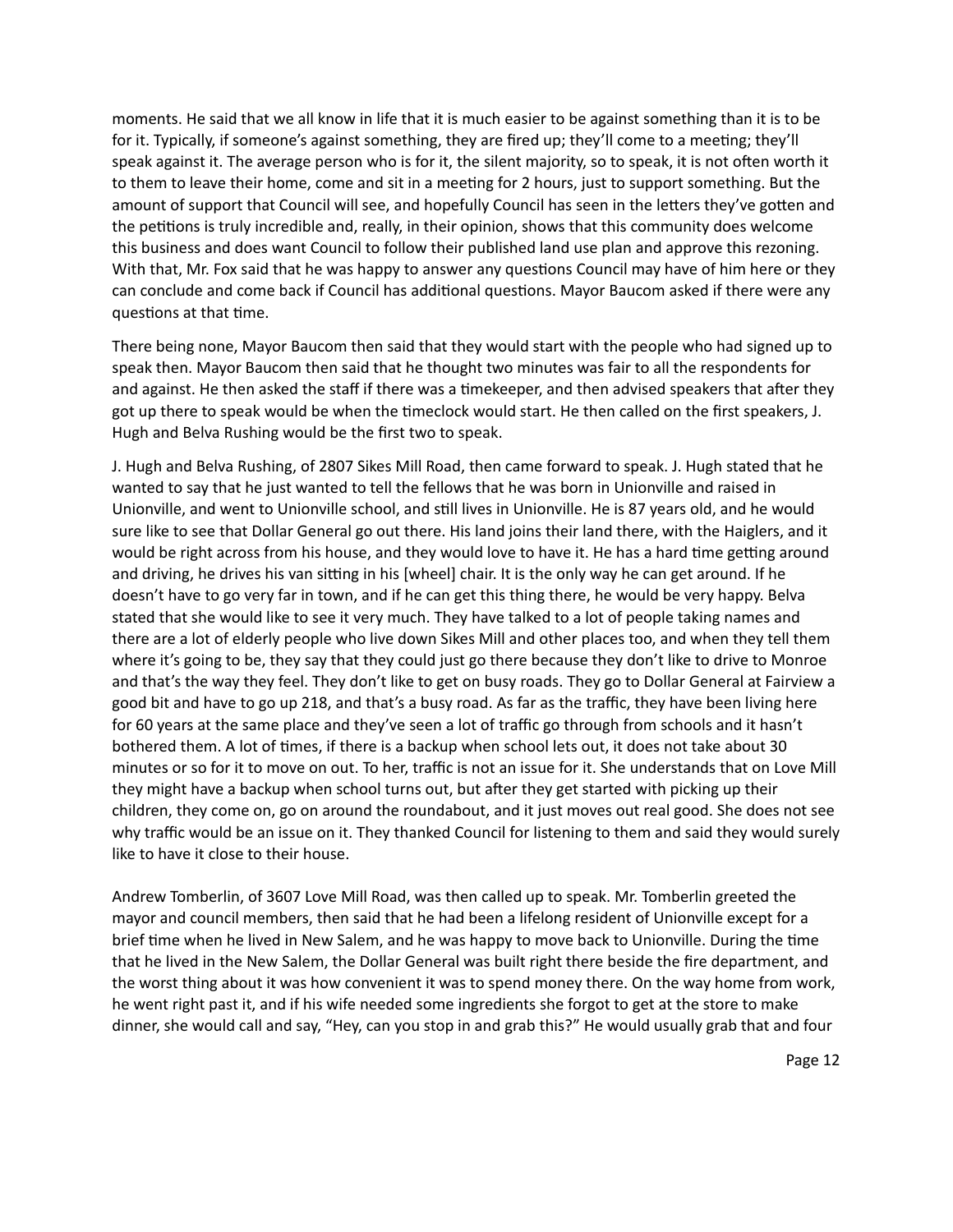moments. He said that we all know in life that it is much easier to be against something than it is to be for it. Typically, if someone's against something, they are fired up; they'll come to a meeting; they'll speak against it. The average person who is for it, the silent majority, so to speak, it is not often worth it to them to leave their home, come and sit in a meeting for 2 hours, just to support something. But the amount of support that Council will see, and hopefully Council has seen in the letters they've gotten and the petitions is truly incredible and, really, in their opinion, shows that this community does welcome this business and does want Council to follow their published land use plan and approve this rezoning. With that, Mr. Fox said that he was happy to answer any questions Council may have of him here or they can conclude and come back if Council has additional questions. Mayor Baucom asked if there were any questions at that time.

There being none, Mayor Baucom then said that they would start with the people who had signed up to speak then. Mayor Baucom then said that he thought two minutes was fair to all the respondents for and against. He then asked the staff if there was a timekeeper, and then advised speakers that after they got up there to speak would be when the timeclock would start. He then called on the first speakers, J. Hugh and Belva Rushing would be the first two to speak.

J. Hugh and Belva Rushing, of 2807 Sikes Mill Road, then came forward to speak. J. Hugh stated that he wanted to say that he just wanted to tell the fellows that he was born in Unionville and raised in Unionville, and went to Unionville school, and still lives in Unionville. He is 87 years old, and he would sure like to see that Dollar General go out there. His land joins their land there, with the Haiglers, and it would be right across from his house, and they would love to have it. He has a hard time getting around and driving, he drives his van sitting in his [wheel] chair. It is the only way he can get around. If he doesn't have to go very far in town, and if he can get this thing there, he would be very happy. Belva stated that she would like to see it very much. They have talked to a lot of people taking names and there are a lot of elderly people who live down Sikes Mill and other places too, and when they tell them where it's going to be, they say that they could just go there because they don't like to drive to Monroe and that's the way they feel. They don't like to get on busy roads. They go to Dollar General at Fairview a good bit and have to go up 218, and that's a busy road. As far as the traffic, they have been living here for 60 years at the same place and they've seen a lot of traffic go through from schools and it hasn't bothered them. A lot of times, if there is a backup when school lets out, it does not take about 30 minutes or so for it to move on out. To her, traffic is not an issue for it. She understands that on Love Mill they might have a backup when school turns out, but after they get started with picking up their children, they come on, go on around the roundabout, and it just moves out real good. She does not see why traffic would be an issue on it. They thanked Council for listening to them and said they would surely like to have it close to their house.

Andrew Tomberlin, of 3607 Love Mill Road, was then called up to speak. Mr. Tomberlin greeted the mayor and council members, then said that he had been a lifelong resident of Unionville except for a brief time when he lived in New Salem, and he was happy to move back to Unionville. During the time that he lived in the New Salem, the Dollar General was built right there beside the fire department, and the worst thing about it was how convenient it was to spend money there. On the way home from work, he went right past it, and if his wife needed some ingredients she forgot to get at the store to make dinner, she would call and say, "Hey, can you stop in and grab this?" He would usually grab that and four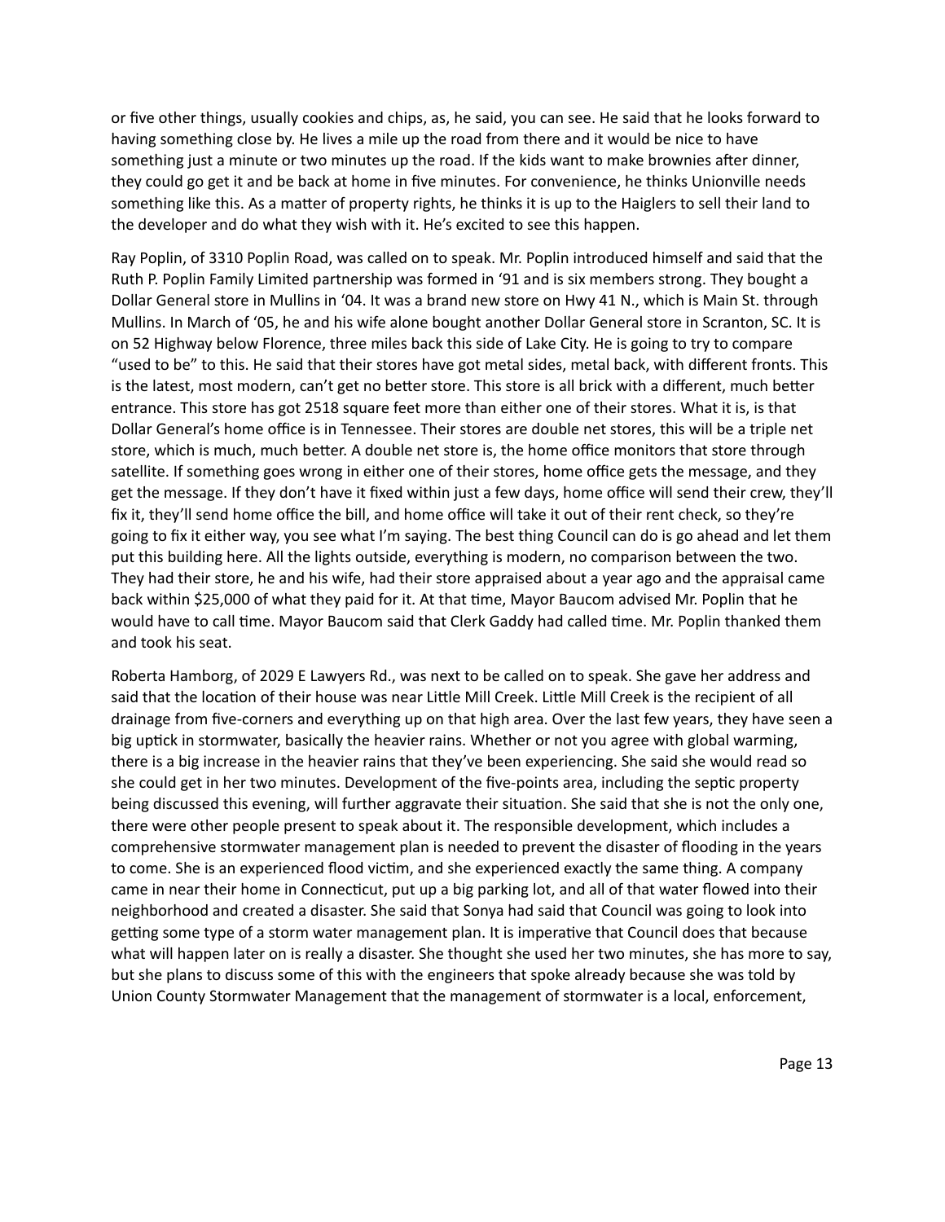or five other things, usually cookies and chips, as, he said, you can see. He said that he looks forward to having something close by. He lives a mile up the road from there and it would be nice to have something just a minute or two minutes up the road. If the kids want to make brownies after dinner, they could go get it and be back at home in five minutes. For convenience, he thinks Unionville needs something like this. As a matter of property rights, he thinks it is up to the Haiglers to sell their land to the developer and do what they wish with it. He's excited to see this happen.

Ray Poplin, of 3310 Poplin Road, was called on to speak. Mr. Poplin introduced himself and said that the Ruth P. Poplin Family Limited partnership was formed in '91 and is six members strong. They bought a Dollar General store in Mullins in '04. It was a brand new store on Hwy 41 N., which is Main St. through Mullins. In March of '05, he and his wife alone bought another Dollar General store in Scranton, SC. It is on 52 Highway below Florence, three miles back this side of Lake City. He is going to try to compare "used to be" to this. He said that their stores have got metal sides, metal back, with different fronts. This is the latest, most modern, can't get no better store. This store is all brick with a different, much better entrance. This store has got 2518 square feet more than either one of their stores. What it is, is that Dollar General's home office is in Tennessee. Their stores are double net stores, this will be a triple net store, which is much, much better. A double net store is, the home office monitors that store through satellite. If something goes wrong in either one of their stores, home office gets the message, and they get the message. If they don't have it fixed within just a few days, home office will send their crew, they'll fix it, they'll send home office the bill, and home office will take it out of their rent check, so they're going to fix it either way, you see what I'm saying. The best thing Council can do is go ahead and let them put this building here. All the lights outside, everything is modern, no comparison between the two. They had their store, he and his wife, had their store appraised about a year ago and the appraisal came back within $25,000 of what they paid for it. At that time, Mayor Baucom advised Mr. Poplin that he would have to call time. Mayor Baucom said that Clerk Gaddy had called time. Mr. Poplin thanked them and took his seat.

Roberta Hamborg, of 2029 E Lawyers Rd., was next to be called on to speak. She gave her address and said that the location of their house was near Little Mill Creek. Little Mill Creek is the recipient of all drainage from five-corners and everything up on that high area. Over the last few years, they have seen a big uptick in stormwater, basically the heavier rains. Whether or not you agree with global warming, there is a big increase in the heavier rains that they've been experiencing. She said she would read so she could get in her two minutes. Development of the five-points area, including the septic property being discussed this evening, will further aggravate their situation. She said that she is not the only one, there were other people present to speak about it. The responsible development, which includes a comprehensive stormwater management plan is needed to prevent the disaster of flooding in the years to come. She is an experienced flood victim, and she experienced exactly the same thing. A company came in near their home in Connecticut, put up a big parking lot, and all of that water flowed into their neighborhood and created a disaster. She said that Sonya had said that Council was going to look into getting some type of a storm water management plan. It is imperative that Council does that because what will happen later on is really a disaster. She thought she used her two minutes, she has more to say, but she plans to discuss some of this with the engineers that spoke already because she was told by Union County Stormwater Management that the management of stormwater is a local, enforcement,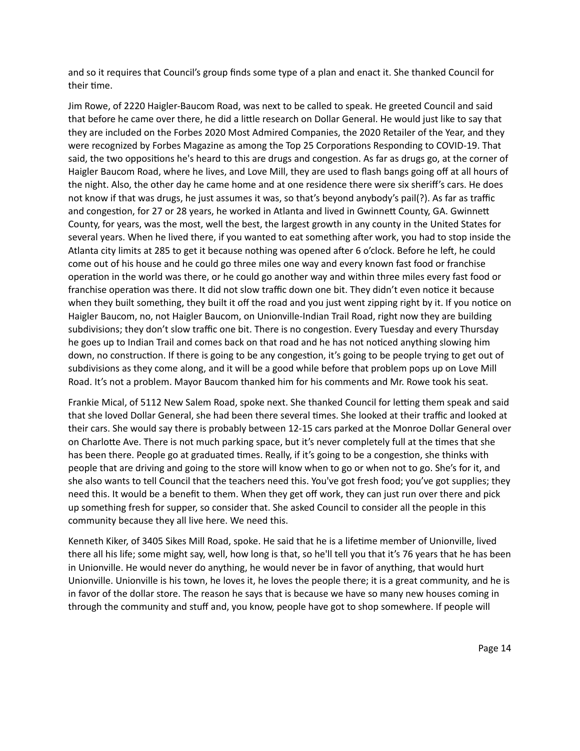and so it requires that Council's group finds some type of a plan and enact it. She thanked Council for their time.

Jim Rowe, of 2220 Haigler-Baucom Road, was next to be called to speak. He greeted Council and said that before he came over there, he did a little research on Dollar General. He would just like to say that they are included on the Forbes 2020 Most Admired Companies, the 2020 Retailer of the Year, and they were recognized by Forbes Magazine as among the Top 25 Corporations Responding to COVID-19. That said, the two oppositions he's heard to this are drugs and congestion. As far as drugs go, at the corner of Haigler Baucom Road, where he lives, and Love Mill, they are used to flash bangs going off at all hours of the night. Also, the other day he came home and at one residence there were six sheriff's cars. He does not know if that was drugs, he just assumes it was, so that's beyond anybody's pail(?). As far as traffic and congestion, for 27 or 28 years, he worked in Atlanta and lived in Gwinnett County, GA. Gwinnett County, for years, was the most, well the best, the largest growth in any county in the United States for several years. When he lived there, if you wanted to eat something after work, you had to stop inside the Atlanta city limits at 285 to get it because nothing was opened after 6 o'clock. Before he left, he could come out of his house and he could go three miles one way and every known fast food or franchise operation in the world was there, or he could go another way and within three miles every fast food or franchise operation was there. It did not slow traffic down one bit. They didn't even notice it because when they built something, they built it off the road and you just went zipping right by it. If you notice on Haigler Baucom, no, not Haigler Baucom, on Unionville-Indian Trail Road, right now they are building subdivisions; they don't slow traffic one bit. There is no congestion. Every Tuesday and every Thursday he goes up to Indian Trail and comes back on that road and he has not noticed anything slowing him down, no construction. If there is going to be any congestion, it's going to be people trying to get out of subdivisions as they come along, and it will be a good while before that problem pops up on Love Mill Road. It's not a problem. Mayor Baucom thanked him for his comments and Mr. Rowe took his seat.

Frankie Mical, of 5112 New Salem Road, spoke next. She thanked Council for letting them speak and said that she loved Dollar General, she had been there several times. She looked at their traffic and looked at their cars. She would say there is probably between 12-15 cars parked at the Monroe Dollar General over on Charlotte Ave. There is not much parking space, but it's never completely full at the times that she has been there. People go at graduated times. Really, if it's going to be a congestion, she thinks with people that are driving and going to the store will know when to go or when not to go. She's for it, and she also wants to tell Council that the teachers need this. You've got fresh food; you've got supplies; they need this. It would be a benefit to them. When they get off work, they can just run over there and pick up something fresh for supper, so consider that. She asked Council to consider all the people in this community because they all live here. We need this.

Kenneth Kiker, of 3405 Sikes Mill Road, spoke. He said that he is a lifetime member of Unionville, lived there all his life; some might say, well, how long is that, so he'll tell you that it's 76 years that he has been in Unionville. He would never do anything, he would never be in favor of anything, that would hurt Unionville. Unionville is his town, he loves it, he loves the people there; it is a great community, and he is in favor of the dollar store. The reason he says that is because we have so many new houses coming in through the community and stuff and, you know, people have got to shop somewhere. If people will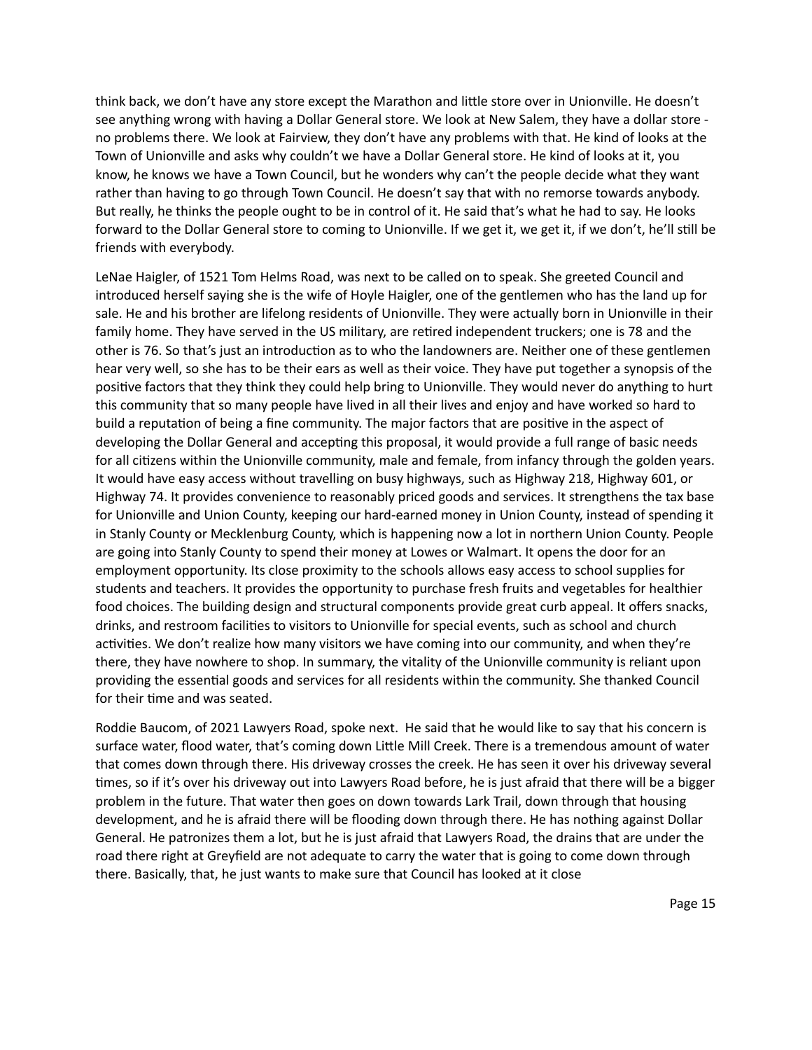think back, we don't have any store except the Marathon and little store over in Unionville. He doesn't see anything wrong with having a Dollar General store. We look at New Salem, they have a dollar store - no problems there. We look at Fairview, they don't have any problems with that. He kind of looks at the Town of Unionville and asks why couldn't we have a Dollar General store. He kind of looks at it, you know, he knows we have a Town Council, but he wonders why can't the people decide what they want rather than having to go through Town Council. He doesn't say that with no remorse towards anybody. But really, he thinks the people ought to be in control of it. He said that's what he had to say. He looks forward to the Dollar General store to coming to Unionville. If we get it, we get it, if we don't, he'll still be friends with everybody.

LeNae Haigler, of 1521 Tom Helms Road, was next to be called on to speak. She greeted Council and introduced herself saying she is the wife of Hoyle Haigler, one of the gentlemen who has the land up for sale. He and his brother are lifelong residents of Unionville. They were actually born in Unionville in their family home. They have served in the US military, are retired independent truckers; one is 78 and the other is 76. So that's just an introduction as to who the landowners are. Neither one of these gentlemen hear very well, so she has to be their ears as well as their voice. They have put together a synopsis of the positive factors that they think they could help bring to Unionville. They would never do anything to hurt this community that so many people have lived in all their lives and enjoy and have worked so hard to build a reputation of being a fine community. The major factors that are positive in the aspect of developing the Dollar General and accepting this proposal, it would provide a full range of basic needs for all citizens within the Unionville community, male and female, from infancy through the golden years. It would have easy access without travelling on busy highways, such as Highway 218, Highway 601, or Highway 74. It provides convenience to reasonably priced goods and services. It strengthens the tax base for Unionville and Union County, keeping our hard-earned money in Union County, instead of spending it in Stanly County or Mecklenburg County, which is happening now a lot in northern Union County. People are going into Stanly County to spend their money at Lowes or Walmart. It opens the door for an employment opportunity. Its close proximity to the schools allows easy access to school supplies for students and teachers. It provides the opportunity to purchase fresh fruits and vegetables for healthier food choices. The building design and structural components provide great curb appeal. It offers snacks, drinks, and restroom facilities to visitors to Unionville for special events, such as school and church activities. We don't realize how many visitors we have coming into our community, and when they're there, they have nowhere to shop. In summary, the vitality of the Unionville community is reliant upon providing the essential goods and services for all residents within the community. She thanked Council for their time and was seated.

Roddie Baucom, of 2021 Lawyers Road, spoke next. He said that he would like to say that his concern is surface water, flood water, that's coming down Little Mill Creek. There is a tremendous amount of water that comes down through there. His driveway crosses the creek. He has seen it over his driveway several times, so if it's over his driveway out into Lawyers Road before, he is just afraid that there will be a bigger problem in the future. That water then goes on down towards Lark Trail, down through that housing development, and he is afraid there will be flooding down through there. He has nothing against Dollar General. He patronizes them a lot, but he is just afraid that Lawyers Road, the drains that are under the road there right at Greyfield are not adequate to carry the water that is going to come down through there. Basically, that, he just wants to make sure that Council has looked at it close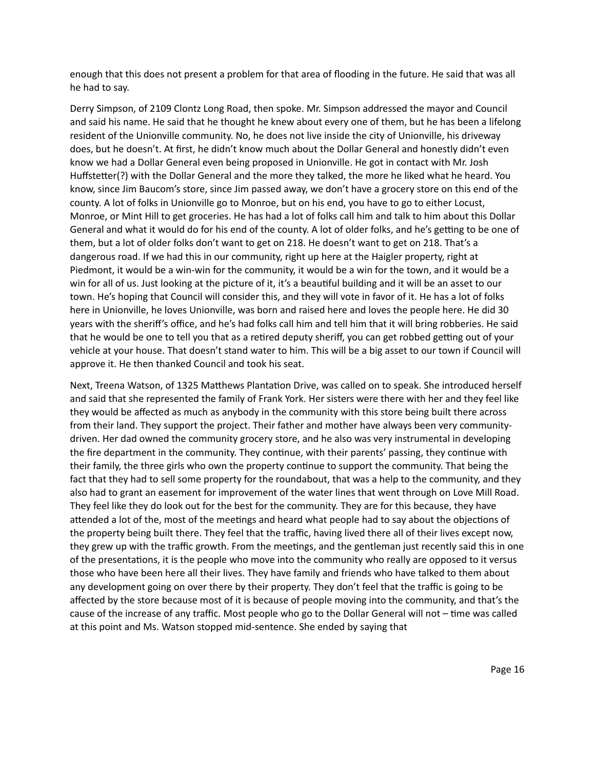enough that this does not present a problem for that area of flooding in the future. He said that was all he had to say.

Derry Simpson, of 2109 Clontz Long Road, then spoke. Mr. Simpson addressed the mayor and Council and said his name. He said that he thought he knew about every one of them, but he has been a lifelong resident of the Unionville community. No, he does not live inside the city of Unionville, his driveway does, but he doesn't. At first, he didn't know much about the Dollar General and honestly didn't even know we had a Dollar General even being proposed in Unionville. He got in contact with Mr. Josh Huffstetter(?) with the Dollar General and the more they talked, the more he liked what he heard. You know, since Jim Baucom's store, since Jim passed away, we don't have a grocery store on this end of the county. A lot of folks in Unionville go to Monroe, but on his end, you have to go to either Locust, Monroe, or Mint Hill to get groceries. He has had a lot of folks call him and talk to him about this Dollar General and what it would do for his end of the county. A lot of older folks, and he's getting to be one of them, but a lot of older folks don't want to get on 218. He doesn't want to get on 218. That's a dangerous road. If we had this in our community, right up here at the Haigler property, right at Piedmont, it would be a win-win for the community, it would be a win for the town, and it would be a win for all of us. Just looking at the picture of it, it's a beautiful building and it will be an asset to our town. He's hoping that Council will consider this, and they will vote in favor of it. He has a lot of folks here in Unionville, he loves Unionville, was born and raised here and loves the people here. He did 30 years with the sheriff's office, and he's had folks call him and tell him that it will bring robberies. He said that he would be one to tell you that as a retired deputy sheriff, you can get robbed getting out of your vehicle at your house. That doesn't stand water to him. This will be a big asset to our town if Council will approve it. He then thanked Council and took his seat.

Next, Treena Watson, of 1325 Matthews Plantation Drive, was called on to speak. She introduced herself and said that she represented the family of Frank York. Her sisters were there with her and they feel like they would be affected as much as anybody in the community with this store being built there across from their land. They support the project. Their father and mother have always been very community-driven. Her dad owned the community grocery store, and he also was very instrumental in developing the fire department in the community. They continue, with their parents' passing, they continue with their family, the three girls who own the property continue to support the community. That being the fact that they had to sell some property for the roundabout, that was a help to the community, and they also had to grant an easement for improvement of the water lines that went through on Love Mill Road. They feel like they do look out for the best for the community. They are for this because, they have attended a lot of the, most of the meetings and heard what people had to say about the objections of the property being built there. They feel that the traffic, having lived there all of their lives except now, they grew up with the traffic growth. From the meetings, and the gentleman just recently said this in one of the presentations, it is the people who move into the community who really are opposed to it versus those who have been here all their lives. They have family and friends who have talked to them about any development going on over there by their property. They don't feel that the traffic is going to be affected by the store because most of it is because of people moving into the community, and that's the cause of the increase of any traffic. Most people who go to the Dollar General will not – time was called at this point and Ms. Watson stopped mid-sentence. She ended by saying that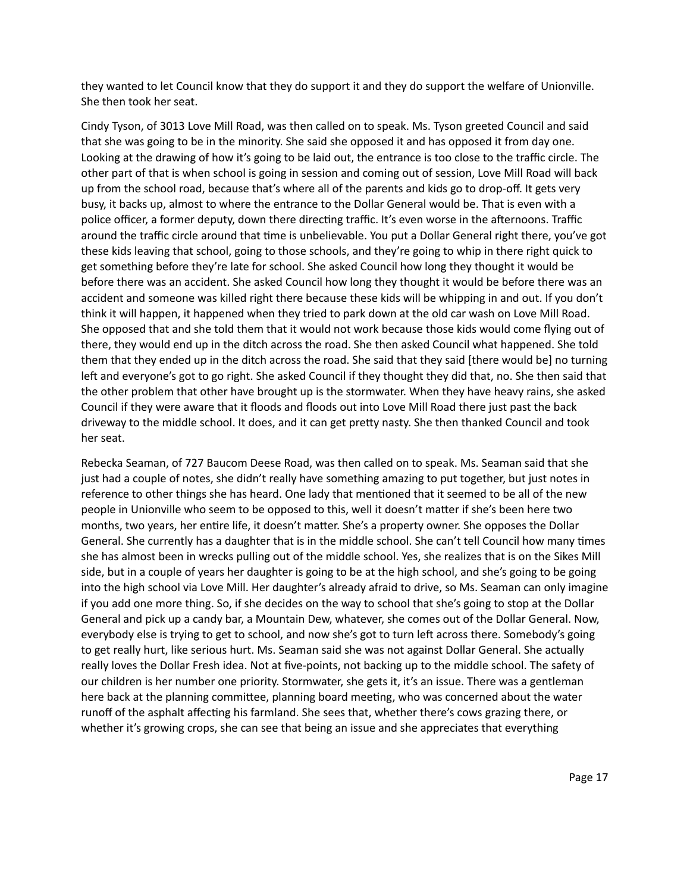they wanted to let Council know that they do support it and they do support the welfare of Unionville. She then took her seat.

Cindy Tyson, of 3013 Love Mill Road, was then called on to speak. Ms. Tyson greeted Council and said that she was going to be in the minority. She said she opposed it and has opposed it from day one. Looking at the drawing of how it's going to be laid out, the entrance is too close to the traffic circle. The other part of that is when school is going in session and coming out of session, Love Mill Road will back up from the school road, because that's where all of the parents and kids go to drop-off. It gets very busy, it backs up, almost to where the entrance to the Dollar General would be. That is even with a police officer, a former deputy, down there directing traffic. It's even worse in the afternoons. Traffic around the traffic circle around that time is unbelievable. You put a Dollar General right there, you've got these kids leaving that school, going to those schools, and they're going to whip in there right quick to get something before they're late for school. She asked Council how long they thought it would be before there was an accident. She asked Council how long they thought it would be before there was an accident and someone was killed right there because these kids will be whipping in and out. If you don't think it will happen, it happened when they tried to park down at the old car wash on Love Mill Road. She opposed that and she told them that it would not work because those kids would come flying out of there, they would end up in the ditch across the road. She then asked Council what happened. She told them that they ended up in the ditch across the road. She said that they said [there would be] no turning left and everyone's got to go right. She asked Council if they thought they did that, no. She then said that the other problem that other have brought up is the stormwater. When they have heavy rains, she asked Council if they were aware that it floods and floods out into Love Mill Road there just past the back driveway to the middle school. It does, and it can get pretty nasty. She then thanked Council and took her seat.

Rebecka Seaman, of 727 Baucom Deese Road, was then called on to speak. Ms. Seaman said that she just had a couple of notes, she didn't really have something amazing to put together, but just notes in reference to other things she has heard. One lady that mentioned that it seemed to be all of the new people in Unionville who seem to be opposed to this, well it doesn't matter if she's been here two months, two years, her entire life, it doesn't matter. She's a property owner. She opposes the Dollar General. She currently has a daughter that is in the middle school. She can't tell Council how many times she has almost been in wrecks pulling out of the middle school. Yes, she realizes that is on the Sikes Mill side, but in a couple of years her daughter is going to be at the high school, and she's going to be going into the high school via Love Mill. Her daughter's already afraid to drive, so Ms. Seaman can only imagine if you add one more thing. So, if she decides on the way to school that she's going to stop at the Dollar General and pick up a candy bar, a Mountain Dew, whatever, she comes out of the Dollar General. Now, everybody else is trying to get to school, and now she's got to turn left across there. Somebody's going to get really hurt, like serious hurt. Ms. Seaman said she was not against Dollar General. She actually really loves the Dollar Fresh idea. Not at five-points, not backing up to the middle school. The safety of our children is her number one priority. Stormwater, she gets it, it's an issue. There was a gentleman here back at the planning committee, planning board meeting, who was concerned about the water runoff of the asphalt affecting his farmland. She sees that, whether there's cows grazing there, or whether it's growing crops, she can see that being an issue and she appreciates that everything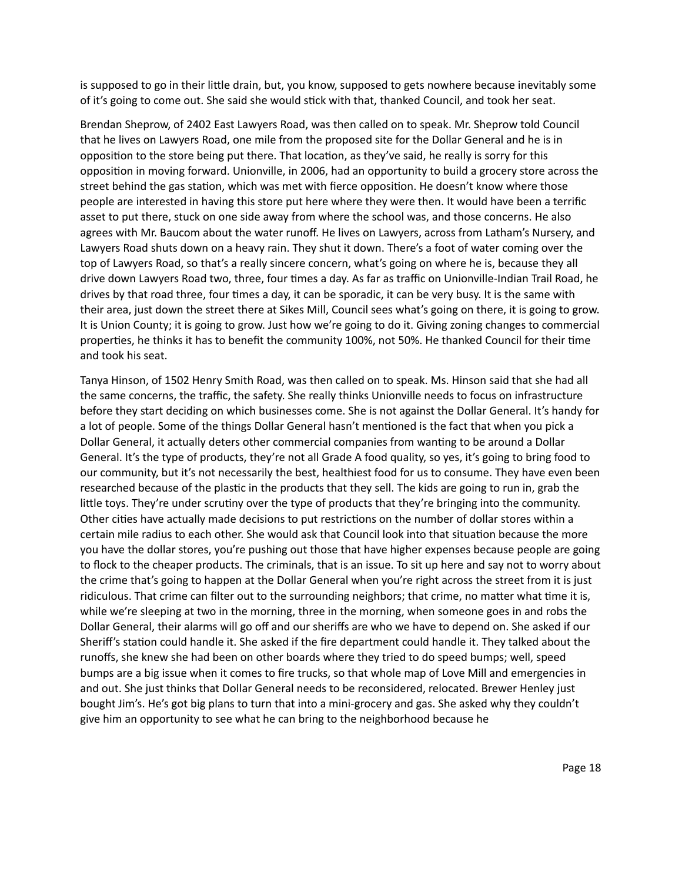is supposed to go in their little drain, but, you know, supposed to gets nowhere because inevitably some of it's going to come out. She said she would stick with that, thanked Council, and took her seat.

Brendan Sheprow, of 2402 East Lawyers Road, was then called on to speak. Mr. Sheprow told Council that he lives on Lawyers Road, one mile from the proposed site for the Dollar General and he is in opposition to the store being put there. That location, as they've said, he really is sorry for this opposition in moving forward. Unionville, in 2006, had an opportunity to build a grocery store across the street behind the gas station, which was met with fierce opposition. He doesn't know where those people are interested in having this store put here where they were then. It would have been a terrific asset to put there, stuck on one side away from where the school was, and those concerns. He also agrees with Mr. Baucom about the water runoff. He lives on Lawyers, across from Latham's Nursery, and Lawyers Road shuts down on a heavy rain. They shut it down. There's a foot of water coming over the top of Lawyers Road, so that's a really sincere concern, what's going on where he is, because they all drive down Lawyers Road two, three, four times a day. As far as traffic on Unionville-Indian Trail Road, he drives by that road three, four times a day, it can be sporadic, it can be very busy. It is the same with their area, just down the street there at Sikes Mill, Council sees what's going on there, it is going to grow. It is Union County; it is going to grow. Just how we're going to do it. Giving zoning changes to commercial properties, he thinks it has to benefit the community 100%, not 50%. He thanked Council for their time and took his seat.

Tanya Hinson, of 1502 Henry Smith Road, was then called on to speak. Ms. Hinson said that she had all the same concerns, the traffic, the safety. She really thinks Unionville needs to focus on infrastructure before they start deciding on which businesses come. She is not against the Dollar General. It's handy for a lot of people. Some of the things Dollar General hasn't mentioned is the fact that when you pick a Dollar General, it actually deters other commercial companies from wanting to be around a Dollar General. It's the type of products, they're not all Grade A food quality, so yes, it's going to bring food to our community, but it's not necessarily the best, healthiest food for us to consume. They have even been researched because of the plastic in the products that they sell. The kids are going to run in, grab the little toys. They're under scrutiny over the type of products that they're bringing into the community. Other cities have actually made decisions to put restrictions on the number of dollar stores within a certain mile radius to each other. She would ask that Council look into that situation because the more you have the dollar stores, you're pushing out those that have higher expenses because people are going to flock to the cheaper products. The criminals, that is an issue. To sit up here and say not to worry about the crime that's going to happen at the Dollar General when you're right across the street from it is just ridiculous. That crime can filter out to the surrounding neighbors; that crime, no matter what time it is, while we're sleeping at two in the morning, three in the morning, when someone goes in and robs the Dollar General, their alarms will go off and our sheriffs are who we have to depend on. She asked if our Sheriff's station could handle it. She asked if the fire department could handle it. They talked about the runoffs, she knew she had been on other boards where they tried to do speed bumps; well, speed bumps are a big issue when it comes to fire trucks, so that whole map of Love Mill and emergencies in and out. She just thinks that Dollar General needs to be reconsidered, relocated. Brewer Henley just bought Jim's. He's got big plans to turn that into a mini-grocery and gas. She asked why they couldn't give him an opportunity to see what he can bring to the neighborhood because he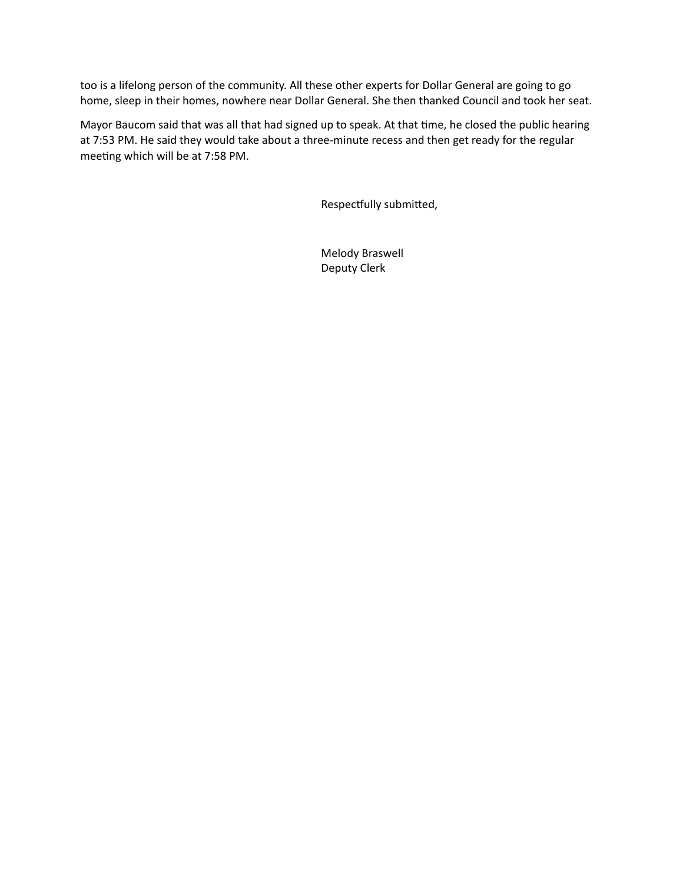too is a lifelong person of the community. All these other experts for Dollar General are going to go home, sleep in their homes, nowhere near Dollar General. She then thanked Council and took her seat.

Mayor Baucom said that was all that had signed up to speak. At that time, he closed the public hearing at 7:53 PM. He said they would take about a three-minute recess and then get ready for the regular meeting which will be at 7:58 PM.

Respectfully submitted,

Melody Braswell
Deputy Clerk